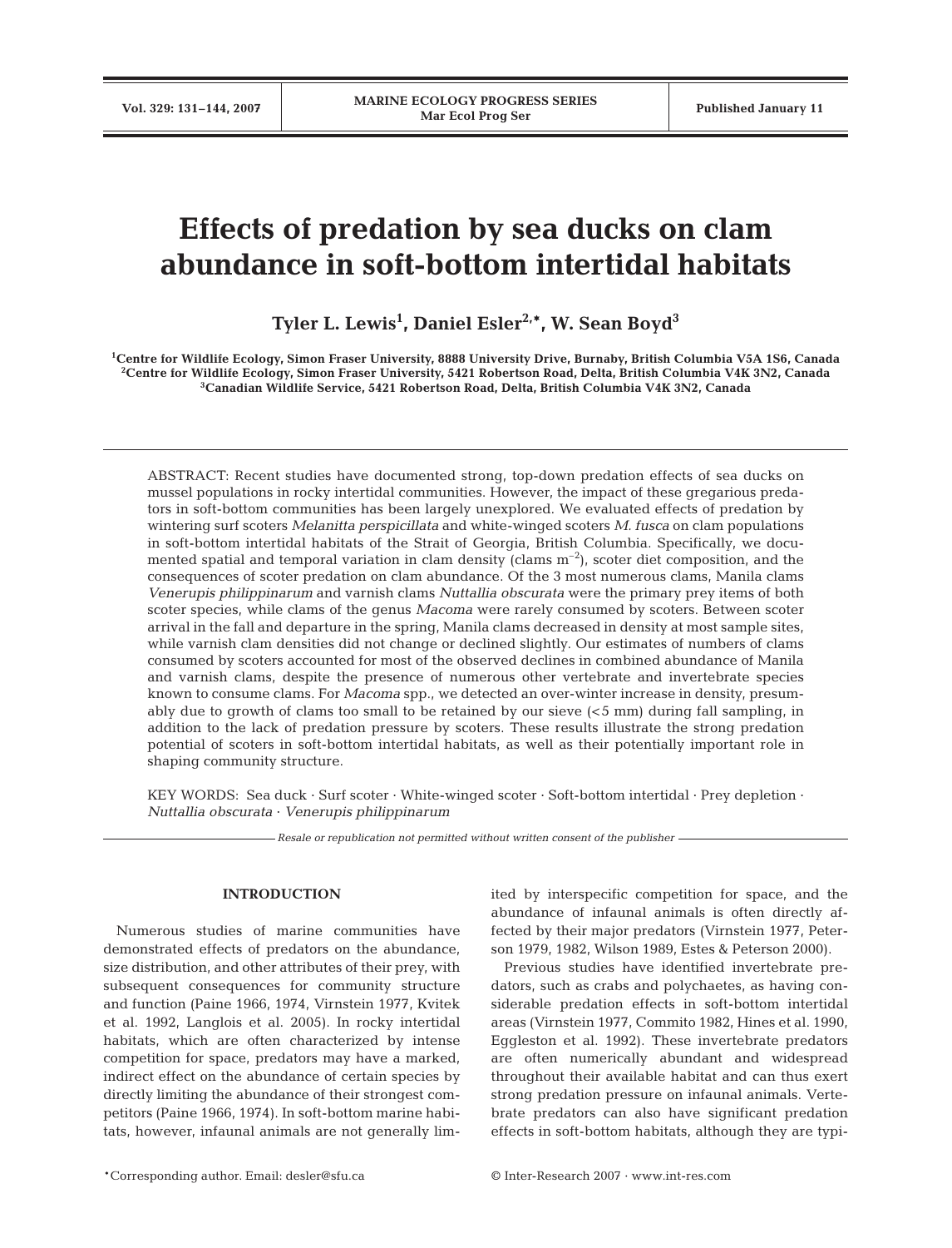# Effects of predation by sea ducks on clam abundance in soft-bottom intertidal habitats

**Tyler L. Lewis[1], Daniel Esler[2,*], W. Sean Boyd[3]**

[1]Centre for Wildlife Ecology, Simon Fraser University, 8888 University Drive, Burnaby, British Columbia V5A 1S6, Canada
[2]Centre for Wildlife Ecology, Simon Fraser University, 5421 Robertson Road, Delta, British Columbia V4K 3N2, Canada
[3]Canadian Wildlife Service, 5421 Robertson Road, Delta, British Columbia V4K 3N2, Canada

ABSTRACT: Recent studies have documented strong, top-down predation effects of sea ducks on mussel populations in rocky intertidal communities. However, the impact of these gregarious predators in soft-bottom communities has been largely unexplored. We evaluated effects of predation by wintering surf scoters *Melanitta perspicillata* and white-winged scoters *M. fusca* on clam populations in soft-bottom intertidal habitats of the Strait of Georgia, British Columbia. Specifically, we documented spatial and temporal variation in clam density (clams $m^{-2}$), scoter diet composition, and the consequences of scoter predation on clam abundance. Of the 3 most numerous clams, Manila clams *Venerupis philippinarum* and varnish clams *Nuttallia obscurata* were the primary prey items of both scoter species, while clams of the genus *Macoma* were rarely consumed by scoters. Between scoter arrival in the fall and departure in the spring, Manila clams decreased in density at most sample sites, while varnish clam densities did not change or declined slightly. Our estimates of numbers of clams consumed by scoters accounted for most of the observed declines in combined abundance of Manila and varnish clams, despite the presence of numerous other vertebrate and invertebrate species known to consume clams. For *Macoma* spp., we detected an over-winter increase in density, presumably due to growth of clams too small to be retained by our sieve (<5 mm) during fall sampling, in addition to the lack of predation pressure by scoters. These results illustrate the strong predation potential of scoters in soft-bottom intertidal habitats, as well as their potentially important role in shaping community structure.

KEY WORDS: Sea duck · Surf scoter · White-winged scoter · Soft-bottom intertidal · Prey depletion · *Nuttallia obscurata* · *Venerupis philippinarum*

*Resale or republication not permitted without written consent of the publisher*

## INTRODUCTION

Numerous studies of marine communities have demonstrated effects of predators on the abundance, size distribution, and other attributes of their prey, with subsequent consequences for community structure and function (Paine 1966, 1974, Virnstein 1977, Kvitek et al. 1992, Langlois et al. 2005). In rocky intertidal habitats, which are often characterized by intense competition for space, predators may have a marked, indirect effect on the abundance of certain species by directly limiting the abundance of their strongest competitors (Paine 1966, 1974). In soft-bottom marine habitats, however, infaunal animals are not generally limited by interspecific competition for space, and the abundance of infaunal animals is often directly affected by their major predators (Virnstein 1977, Peterson 1979, 1982, Wilson 1989, Estes & Peterson 2000).

Previous studies have identified invertebrate predators, such as crabs and polychaetes, as having considerable predation effects in soft-bottom intertidal areas (Virnstein 1977, Commito 1982, Hines et al. 1990, Eggleston et al. 1992). These invertebrate predators are often numerically abundant and widespread throughout their available habitat and can thus exert strong predation pressure on infaunal animals. Vertebrate predators can also have significant predation effects in soft-bottom habitats, although they are typi-

*Corresponding author. Email: desler@sfu.ca

© Inter-Research 2007 · www.int-res.com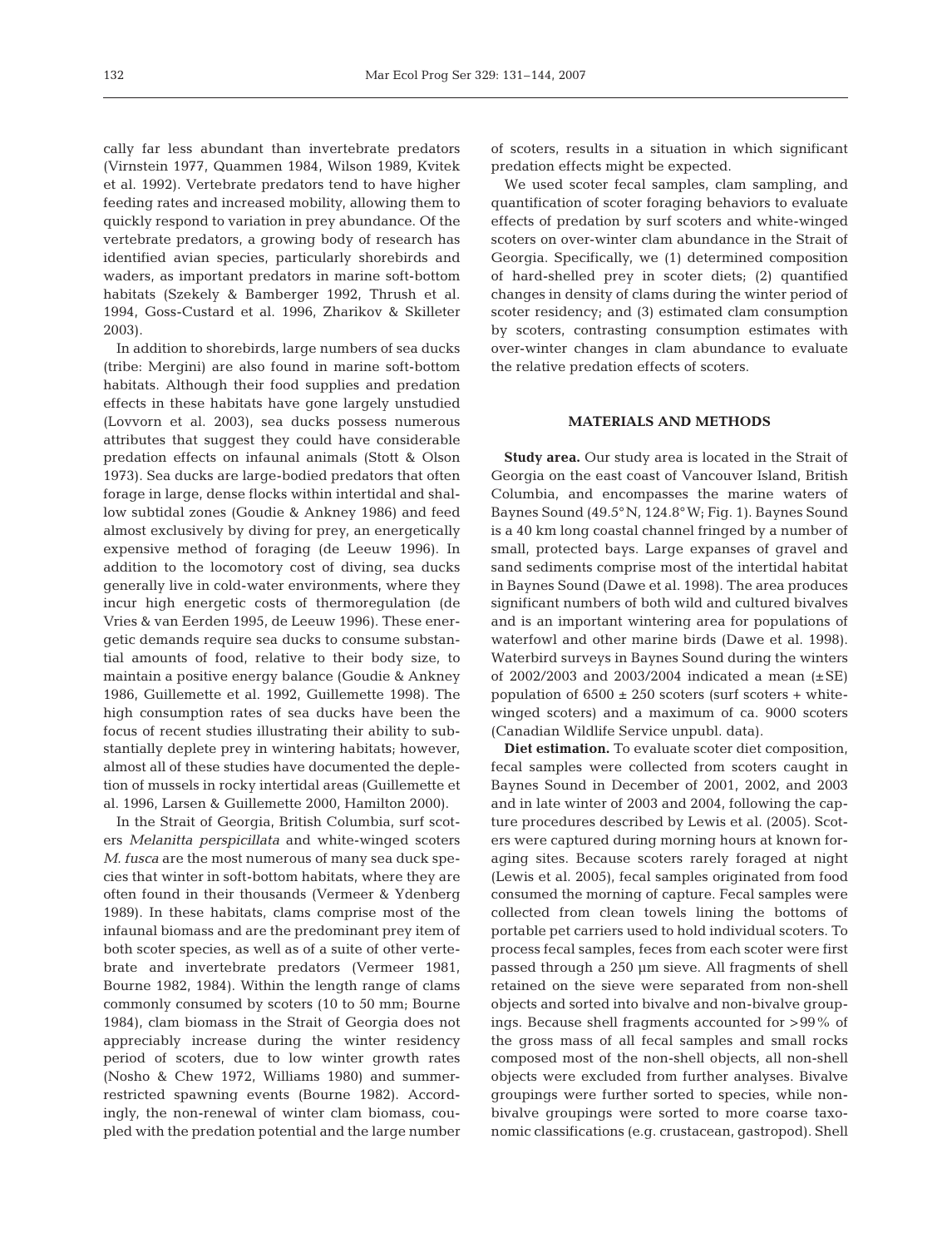cally far less abundant than invertebrate predators (Virnstein 1977, Quammen 1984, Wilson 1989, Kvitek et al. 1992). Vertebrate predators tend to have higher feeding rates and increased mobility, allowing them to quickly respond to variation in prey abundance. Of the vertebrate predators, a growing body of research has identified avian species, particularly shorebirds and waders, as important predators in marine soft-bottom habitats (Szekely & Bamberger 1992, Thrush et al. 1994, Goss-Custard et al. 1996, Zharikov & Skilleter 2003).

In addition to shorebirds, large numbers of sea ducks (tribe: Mergini) are also found in marine soft-bottom habitats. Although their food supplies and predation effects in these habitats have gone largely unstudied (Lovvorn et al. 2003), sea ducks possess numerous attributes that suggest they could have considerable predation effects on infaunal animals (Stott & Olson 1973). Sea ducks are large-bodied predators that often forage in large, dense flocks within intertidal and shallow subtidal zones (Goudie & Ankney 1986) and feed almost exclusively by diving for prey, an energetically expensive method of foraging (de Leeuw 1996). In addition to the locomotory cost of diving, sea ducks generally live in cold-water environments, where they incur high energetic costs of thermoregulation (de Vries & van Eerden 1995, de Leeuw 1996). These energetic demands require sea ducks to consume substantial amounts of food, relative to their body size, to maintain a positive energy balance (Goudie & Ankney 1986, Guillemette et al. 1992, Guillemette 1998). The high consumption rates of sea ducks have been the focus of recent studies illustrating their ability to substantially deplete prey in wintering habitats; however, almost all of these studies have documented the depletion of mussels in rocky intertidal areas (Guillemette et al. 1996, Larsen & Guillemette 2000, Hamilton 2000).

In the Strait of Georgia, British Columbia, surf scoters *Melanitta perspicillata* and white-winged scoters *M. fusca* are the most numerous of many sea duck species that winter in soft-bottom habitats, where they are often found in their thousands (Vermeer & Ydenberg 1989). In these habitats, clams comprise most of the infaunal biomass and are the predominant prey item of both scoter species, as well as of a suite of other vertebrate and invertebrate predators (Vermeer 1981, Bourne 1982, 1984). Within the length range of clams commonly consumed by scoters (10 to 50 mm; Bourne 1984), clam biomass in the Strait of Georgia does not appreciably increase during the winter residency period of scoters, due to low winter growth rates (Nosho & Chew 1972, Williams 1980) and summer-restricted spawning events (Bourne 1982). Accordingly, the non-renewal of winter clam biomass, coupled with the predation potential and the large number of scoters, results in a situation in which significant predation effects might be expected.

We used scoter fecal samples, clam sampling, and quantification of scoter foraging behaviors to evaluate effects of predation by surf scoters and white-winged scoters on over-winter clam abundance in the Strait of Georgia. Specifically, we (1) determined composition of hard-shelled prey in scoter diets; (2) quantified changes in density of clams during the winter period of scoter residency; and (3) estimated clam consumption by scoters, contrasting consumption estimates with over-winter changes in clam abundance to evaluate the relative predation effects of scoters.

## MATERIALS AND METHODS

**Study area.** Our study area is located in the Strait of Georgia on the east coast of Vancouver Island, British Columbia, and encompasses the marine waters of Baynes Sound (49.5° N, 124.8° W; Fig. 1). Baynes Sound is a 40 km long coastal channel fringed by a number of small, protected bays. Large expanses of gravel and sand sediments comprise most of the intertidal habitat in Baynes Sound (Dawe et al. 1998). The area produces significant numbers of both wild and cultured bivalves and is an important wintering area for populations of waterfowl and other marine birds (Dawe et al. 1998). Waterbird surveys in Baynes Sound during the winters of 2002/2003 and 2003/2004 indicated a mean (±SE) population of 6500 ± 250 scoters (surf scoters + white-winged scoters) and a maximum of ca. 9000 scoters (Canadian Wildlife Service unpubl. data).

**Diet estimation.** To evaluate scoter diet composition, fecal samples were collected from scoters caught in Baynes Sound in December of 2001, 2002, and 2003 and in late winter of 2003 and 2004, following the capture procedures described by Lewis et al. (2005). Scoters were captured during morning hours at known foraging sites. Because scoters rarely foraged at night (Lewis et al. 2005), fecal samples originated from food consumed the morning of capture. Fecal samples were collected from clean towels lining the bottoms of portable pet carriers used to hold individual scoters. To process fecal samples, feces from each scoter were first passed through a 250 µm sieve. All fragments of shell retained on the sieve were separated from non-shell objects and sorted into bivalve and non-bivalve groupings. Because shell fragments accounted for >99% of the gross mass of all fecal samples and small rocks composed most of the non-shell objects, all non-shell objects were excluded from further analyses. Bivalve groupings were further sorted to species, while non-bivalve groupings were sorted to more coarse taxonomic classifications (e.g. crustacean, gastropod). Shell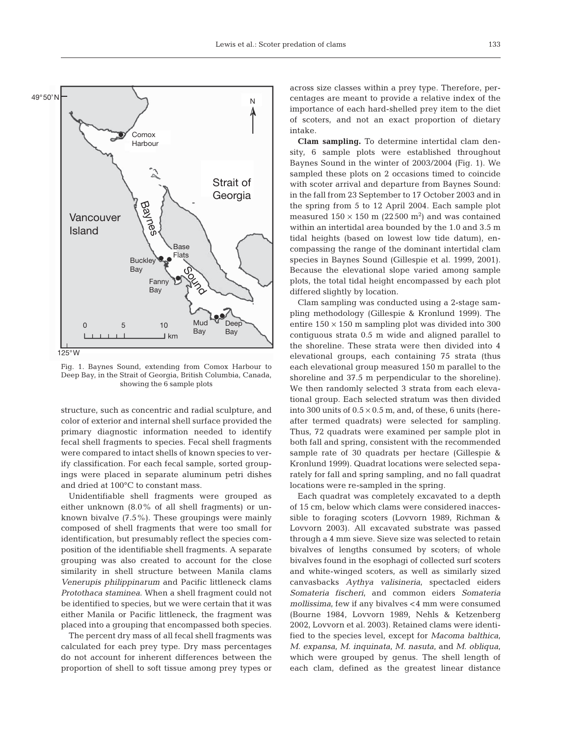Fig. 1. Baynes Sound, extending from Comox Harbour to Deep Bay, in the Strait of Georgia, British Columbia, Canada, showing the 6 sample plots

structure, such as concentric and radial sculpture, and color of exterior and internal shell surface provided the primary diagnostic information needed to identify fecal shell fragments to species. Fecal shell fragments were compared to intact shells of known species to verify classification. For each fecal sample, sorted groupings were placed in separate aluminum petri dishes and dried at 100°C to constant mass.

Unidentifiable shell fragments were grouped as either unknown (8.0% of all shell fragments) or unknown bivalve (7.5%). These groupings were mainly composed of shell fragments that were too small for identification, but presumably reflect the species composition of the identifiable shell fragments. A separate grouping was also created to account for the close similarity in shell structure between Manila clams *Venerupis philippinarum* and Pacific littleneck clams *Protothaca staminea*. When a shell fragment could not be identified to species, but we were certain that it was either Manila or Pacific littleneck, the fragment was placed into a grouping that encompassed both species.

The percent dry mass of all fecal shell fragments was calculated for each prey type. Dry mass percentages do not account for inherent differences between the proportion of shell to soft tissue among prey types or across size classes within a prey type. Therefore, percentages are meant to provide a relative index of the importance of each hard-shelled prey item to the diet of scoters, and not an exact proportion of dietary intake.

**Clam sampling.** To determine intertidal clam density, 6 sample plots were established throughout Baynes Sound in the winter of 2003/2004 (Fig. 1). We sampled these plots on 2 occasions timed to coincide with scoter arrival and departure from Baynes Sound: in the fall from 23 September to 17 October 2003 and in the spring from 5 to 12 April 2004. Each sample plot measured 150 × 150 m (22 500 $m^2$) and was contained within an intertidal area bounded by the 1.0 and 3.5 m tidal heights (based on lowest low tide datum), encompassing the range of the dominant intertidal clam species in Baynes Sound (Gillespie et al. 1999, 2001). Because the elevational slope varied among sample plots, the total tidal height encompassed by each plot differed slightly by location.

Clam sampling was conducted using a 2-stage sampling methodology (Gillespie & Kronlund 1999). The entire 150 × 150 m sampling plot was divided into 300 contiguous strata 0.5 m wide and aligned parallel to the shoreline. These strata were then divided into 4 elevational groups, each containing 75 strata (thus each elevational group measured 150 m parallel to the shoreline and 37.5 m perpendicular to the shoreline). We then randomly selected 3 strata from each elevational group. Each selected stratum was then divided into 300 units of 0.5 × 0.5 m, and, of these, 6 units (hereafter termed quadrats) were selected for sampling. Thus, 72 quadrats were examined per sample plot in both fall and spring, consistent with the recommended sample rate of 30 quadrats per hectare (Gillespie & Kronlund 1999). Quadrat locations were selected separately for fall and spring sampling, and no fall quadrat locations were re-sampled in the spring.

Each quadrat was completely excavated to a depth of 15 cm, below which clams were considered inaccessible to foraging scoters (Lovvorn 1989, Richman & Lovvorn 2003). All excavated substrate was passed through a 4 mm sieve. Sieve size was selected to retain bivalves of lengths consumed by scoters; of whole bivalves found in the esophagi of collected surf scoters and white-winged scoters, as well as similarly sized canvasbacks *Aythya valisineria*, spectacled eiders *Somateria fischeri*, and common eiders *Somateria mollissima*, few if any bivalves <4 mm were consumed (Bourne 1984, Lovvorn 1989, Nehls & Ketzenberg 2002, Lovvorn et al. 2003). Retained clams were identified to the species level, except for *Macoma balthica*, *M. expansa*, *M. inquinata*, *M. nasuta*, and *M. obliqua*, which were grouped by genus. The shell length of each clam, defined as the greatest linear distance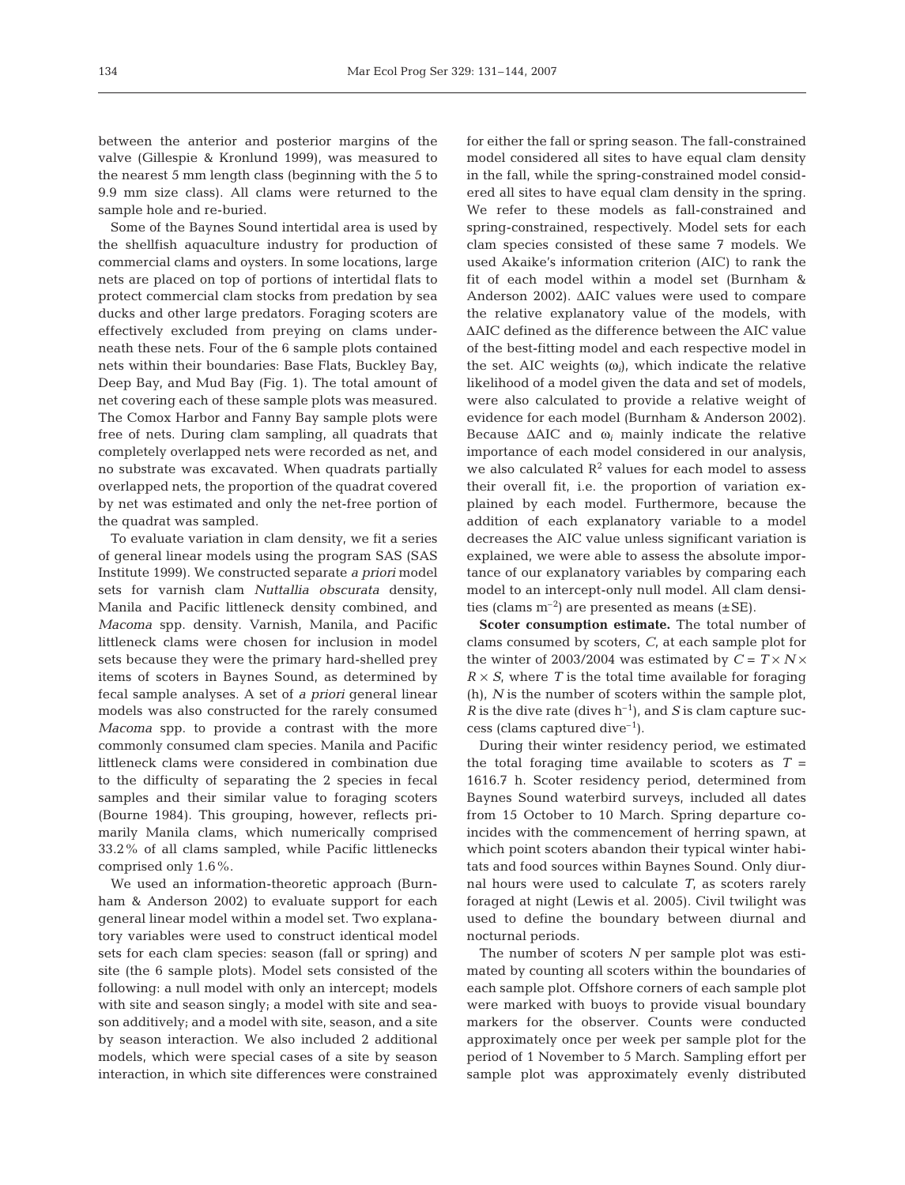between the anterior and posterior margins of the valve (Gillespie & Kronlund 1999), was measured to the nearest 5 mm length class (beginning with the 5 to 9.9 mm size class). All clams were returned to the sample hole and re-buried.

Some of the Baynes Sound intertidal area is used by the shellfish aquaculture industry for production of commercial clams and oysters. In some locations, large nets are placed on top of portions of intertidal flats to protect commercial clam stocks from predation by sea ducks and other large predators. Foraging scoters are effectively excluded from preying on clams underneath these nets. Four of the 6 sample plots contained nets within their boundaries: Base Flats, Buckley Bay, Deep Bay, and Mud Bay (Fig. 1). The total amount of net covering each of these sample plots was measured. The Comox Harbor and Fanny Bay sample plots were free of nets. During clam sampling, all quadrats that completely overlapped nets were recorded as net, and no substrate was excavated. When quadrats partially overlapped nets, the proportion of the quadrat covered by net was estimated and only the net-free portion of the quadrat was sampled.

To evaluate variation in clam density, we fit a series of general linear models using the program SAS (SAS Institute 1999). We constructed separate *a priori* model sets for varnish clam *Nuttallia obscurata* density, Manila and Pacific littleneck density combined, and *Macoma* spp. density. Varnish, Manila, and Pacific littleneck clams were chosen for inclusion in model sets because they were the primary hard-shelled prey items of scoters in Baynes Sound, as determined by fecal sample analyses. A set of *a priori* general linear models was also constructed for the rarely consumed *Macoma* spp. to provide a contrast with the more commonly consumed clam species. Manila and Pacific littleneck clams were considered in combination due to the difficulty of separating the 2 species in fecal samples and their similar value to foraging scoters (Bourne 1984). This grouping, however, reflects primarily Manila clams, which numerically comprised 33.2% of all clams sampled, while Pacific littlenecks comprised only 1.6%.

We used an information-theoretic approach (Burnham & Anderson 2002) to evaluate support for each general linear model within a model set. Two explanatory variables were used to construct identical model sets for each clam species: season (fall or spring) and site (the 6 sample plots). Model sets consisted of the following: a null model with only an intercept; models with site and season singly; a model with site and season additively; and a model with site, season, and a site by season interaction. We also included 2 additional models, which were special cases of a site by season interaction, in which site differences were constrained for either the fall or spring season. The fall-constrained model considered all sites to have equal clam density in the fall, while the spring-constrained model considered all sites to have equal clam density in the spring. We refer to these models as fall-constrained and spring-constrained, respectively. Model sets for each clam species consisted of these same 7 models. We used Akaike's information criterion (AIC) to rank the fit of each model within a model set (Burnham & Anderson 2002). ΔAIC values were used to compare the relative explanatory value of the models, with ΔAIC defined as the difference between the AIC value of the best-fitting model and each respective model in the set. AIC weights ($\omega_i$), which indicate the relative likelihood of a model given the data and set of models, were also calculated to provide a relative weight of evidence for each model (Burnham & Anderson 2002). Because ΔAIC and $\omega_i$ mainly indicate the relative importance of each model considered in our analysis, we also calculated $R^2$ values for each model to assess their overall fit, i.e. the proportion of variation explained by each model. Furthermore, because the addition of each explanatory variable to a model decreases the AIC value unless significant variation is explained, we were able to assess the absolute importance of our explanatory variables by comparing each model to an intercept-only null model. All clam densities (clams $m^{-2}$) are presented as means (±SE).

**Scoter consumption estimate.** The total number of clams consumed by scoters, $C$, at each sample plot for the winter of 2003/2004 was estimated by $C = T \times N \times R \times S$, where $T$ is the total time available for foraging (h), $N$ is the number of scoters within the sample plot, $R$ is the dive rate (dives $h^{-1}$), and $S$ is clam capture success (clams captured $dive^{-1}$).

During their winter residency period, we estimated the total foraging time available to scoters as $T$ = 1616.7 h. Scoter residency period, determined from Baynes Sound waterbird surveys, included all dates from 15 October to 10 March. Spring departure coincides with the commencement of herring spawn, at which point scoters abandon their typical winter habitats and food sources within Baynes Sound. Only diurnal hours were used to calculate $T$, as scoters rarely foraged at night (Lewis et al. 2005). Civil twilight was used to define the boundary between diurnal and nocturnal periods.

The number of scoters $N$ per sample plot was estimated by counting all scoters within the boundaries of each sample plot. Offshore corners of each sample plot were marked with buoys to provide visual boundary markers for the observer. Counts were conducted approximately once per week per sample plot for the period of 1 November to 5 March. Sampling effort per sample plot was approximately evenly distributed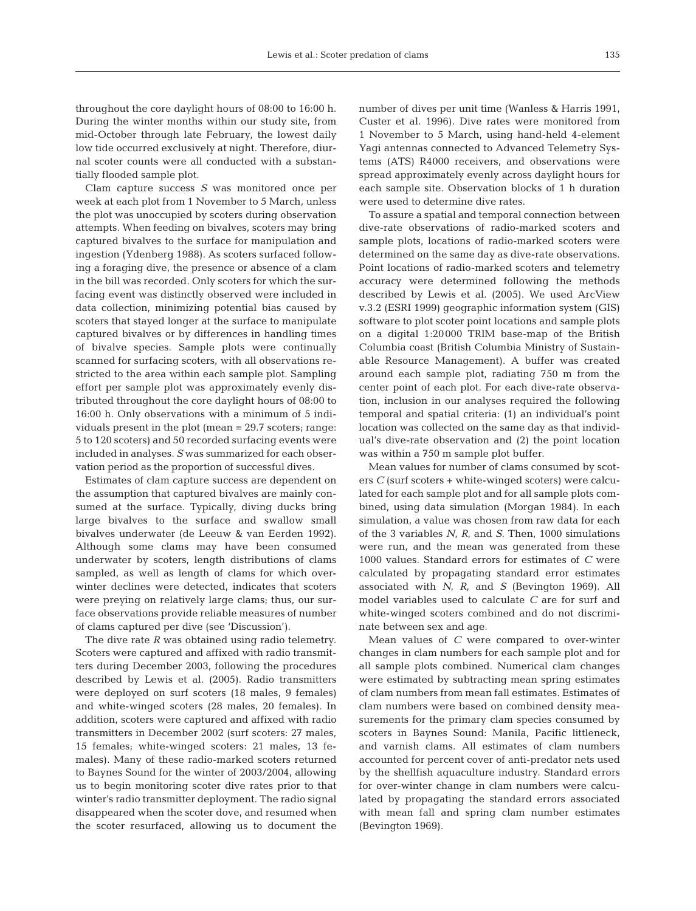throughout the core daylight hours of 08:00 to 16:00 h. During the winter months within our study site, from mid-October through late February, the lowest daily low tide occurred exclusively at night. Therefore, diurnal scoter counts were all conducted with a substantially flooded sample plot.

Clam capture success $S$ was monitored once per week at each plot from 1 November to 5 March, unless the plot was unoccupied by scoters during observation attempts. When feeding on bivalves, scoters may bring captured bivalves to the surface for manipulation and ingestion (Ydenberg 1988). As scoters surfaced following a foraging dive, the presence or absence of a clam in the bill was recorded. Only scoters for which the surfacing event was distinctly observed were included in data collection, minimizing potential bias caused by scoters that stayed longer at the surface to manipulate captured bivalves or by differences in handling times of bivalve species. Sample plots were continually scanned for surfacing scoters, with all observations restricted to the area within each sample plot. Sampling effort per sample plot was approximately evenly distributed throughout the core daylight hours of 08:00 to 16:00 h. Only observations with a minimum of 5 individuals present in the plot (mean = 29.7 scoters; range: 5 to 120 scoters) and 50 recorded surfacing events were included in analyses. $S$ was summarized for each observation period as the proportion of successful dives.

Estimates of clam capture success are dependent on the assumption that captured bivalves are mainly consumed at the surface. Typically, diving ducks bring large bivalves to the surface and swallow small bivalves underwater (de Leeuw & van Eerden 1992). Although some clams may have been consumed underwater by scoters, length distributions of clams sampled, as well as length of clams for which over-winter declines were detected, indicates that scoters were preying on relatively large clams; thus, our surface observations provide reliable measures of number of clams captured per dive (see 'Discussion').

The dive rate $R$ was obtained using radio telemetry. Scoters were captured and affixed with radio transmitters during December 2003, following the procedures described by Lewis et al. (2005). Radio transmitters were deployed on surf scoters (18 males, 9 females) and white-winged scoters (28 males, 20 females). In addition, scoters were captured and affixed with radio transmitters in December 2002 (surf scoters: 27 males, 15 females; white-winged scoters: 21 males, 13 females). Many of these radio-marked scoters returned to Baynes Sound for the winter of 2003/2004, allowing us to begin monitoring scoter dive rates prior to that winter's radio transmitter deployment. The radio signal disappeared when the scoter dove, and resumed when the scoter resurfaced, allowing us to document the number of dives per unit time (Wanless & Harris 1991, Custer et al. 1996). Dive rates were monitored from 1 November to 5 March, using hand-held 4-element Yagi antennas connected to Advanced Telemetry Systems (ATS) R4000 receivers, and observations were spread approximately evenly across daylight hours for each sample site. Observation blocks of 1 h duration were used to determine dive rates.

To assure a spatial and temporal connection between dive-rate observations of radio-marked scoters and sample plots, locations of radio-marked scoters were determined on the same day as dive-rate observations. Point locations of radio-marked scoters and telemetry accuracy were determined following the methods described by Lewis et al. (2005). We used ArcView v.3.2 (ESRI 1999) geographic information system (GIS) software to plot scoter point locations and sample plots on a digital 1:20000 TRIM base-map of the British Columbia coast (British Columbia Ministry of Sustainable Resource Management). A buffer was created around each sample plot, radiating 750 m from the center point of each plot. For each dive-rate observation, inclusion in our analyses required the following temporal and spatial criteria: (1) an individual's point location was collected on the same day as that individual's dive-rate observation and (2) the point location was within a 750 m sample plot buffer.

Mean values for number of clams consumed by scoters $C$ (surf scoters + white-winged scoters) were calculated for each sample plot and for all sample plots combined, using data simulation (Morgan 1984). In each simulation, a value was chosen from raw data for each of the 3 variables $N$, $R$, and $S$. Then, 1000 simulations were run, and the mean was generated from these 1000 values. Standard errors for estimates of $C$ were calculated by propagating standard error estimates associated with $N$, $R$, and $S$ (Bevington 1969). All model variables used to calculate $C$ are for surf and white-winged scoters combined and do not discriminate between sex and age.

Mean values of $C$ were compared to over-winter changes in clam numbers for each sample plot and for all sample plots combined. Numerical clam changes were estimated by subtracting mean spring estimates of clam numbers from mean fall estimates. Estimates of clam numbers were based on combined density measurements for the primary clam species consumed by scoters in Baynes Sound: Manila, Pacific littleneck, and varnish clams. All estimates of clam numbers accounted for percent cover of anti-predator nets used by the shellfish aquaculture industry. Standard errors for over-winter change in clam numbers were calculated by propagating the standard errors associated with mean fall and spring clam number estimates (Bevington 1969).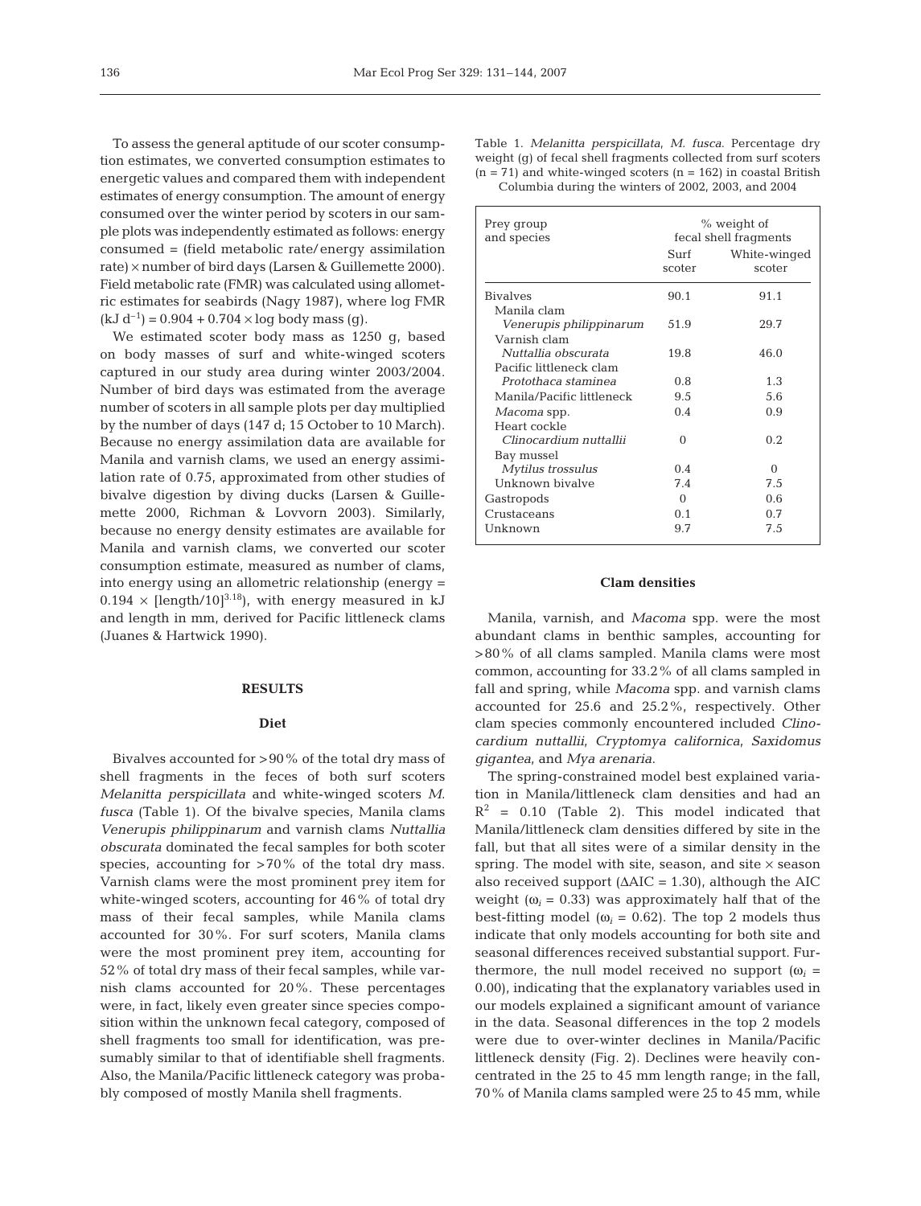To assess the general aptitude of our scoter consumption estimates, we converted consumption estimates to energetic values and compared them with independent estimates of energy consumption. The amount of energy consumed over the winter period by scoters in our sample plots was independently estimated as follows: energy consumed = (field metabolic rate/energy assimilation rate) × number of bird days (Larsen & Guillemette 2000). Field metabolic rate (FMR) was calculated using allometric estimates for seabirds (Nagy 1987), where log FMR ($kJ\ d^{-1}$) = 0.904 + 0.704 × log body mass (g).

We estimated scoter body mass as 1250 g, based on body masses of surf and white-winged scoters captured in our study area during winter 2003/2004. Number of bird days was estimated from the average number of scoters in all sample plots per day multiplied by the number of days (147 d; 15 October to 10 March). Because no energy assimilation data are available for Manila and varnish clams, we used an energy assimilation rate of 0.75, approximated from other studies of bivalve digestion by diving ducks (Larsen & Guillemette 2000, Richman & Lovvorn 2003). Similarly, because no energy density estimates are available for Manila and varnish clams, we converted our scoter consumption estimate, measured as number of clams, into energy using an allometric relationship (energy = $0.194 \times [\text{length}/10]^{3.18}$), with energy measured in kJ and length in mm, derived for Pacific littleneck clams (Juanes & Hartwick 1990).

## RESULTS

### Diet

Bivalves accounted for >90% of the total dry mass of shell fragments in the feces of both surf scoters *Melanitta perspicillata* and white-winged scoters *M. fusca* (Table 1). Of the bivalve species, Manila clams *Venerupis philippinarum* and varnish clams *Nuttallia obscurata* dominated the fecal samples for both scoter species, accounting for >70% of the total dry mass. Varnish clams were the most prominent prey item for white-winged scoters, accounting for 46% of total dry mass of their fecal samples, while Manila clams accounted for 30%. For surf scoters, Manila clams were the most prominent prey item, accounting for 52% of total dry mass of their fecal samples, while varnish clams accounted for 20%. These percentages were, in fact, likely even greater since species composition within the unknown fecal category, composed of shell fragments too small for identification, was presumably similar to that of identifiable shell fragments. Also, the Manila/Pacific littleneck category was probably composed of mostly Manila shell fragments.

Table 1. *Melanitta perspicillata*, *M. fusca*. Percentage dry weight (g) of fecal shell fragments collected from surf scoters (n = 71) and white-winged scoters (n = 162) in coastal British Columbia during the winters of 2002, 2003, and 2004

| Prey group and species | % weight of fecal shell fragments | |
|---|---|---|
| | Surf scoter | White-winged scoter |
| Bivalves | 90.1 | 91.1 |
| Manila clam *Venerupis philippinarum* | 51.9 | 29.7 |
| Varnish clam *Nuttallia obscurata* | 19.8 | 46.0 |
| Pacific littleneck clam *Protothaca staminea* | 0.8 | 1.3 |
| Manila/Pacific littleneck | 9.5 | 5.6 |
| *Macoma* spp. | 0.4 | 0.9 |
| Heart cockle *Clinocardium nuttallii* | 0 | 0.2 |
| Bay mussel *Mytilus trossulus* | 0.4 | 0 |
| Unknown bivalve | 7.4 | 7.5 |
| Gastropods | 0 | 0.6 |
| Crustaceans | 0.1 | 0.7 |
| Unknown | 9.7 | 7.5 |

### Clam densities

Manila, varnish, and *Macoma* spp. were the most abundant clams in benthic samples, accounting for >80% of all clams sampled. Manila clams were most common, accounting for 33.2% of all clams sampled in fall and spring, while *Macoma* spp. and varnish clams accounted for 25.6 and 25.2%, respectively. Other clam species commonly encountered included *Clinocardium nuttallii*, *Cryptomya californica*, *Saxidomus gigantea*, and *Mya arenaria*.

The spring-constrained model best explained variation in Manila/littleneck clam densities and had an $R^2$ = 0.10 (Table 2). This model indicated that Manila/littleneck clam densities differed by site in the fall, but that all sites were of a similar density in the spring. The model with site, season, and site × season also received support ($\Delta AIC$ = 1.30), although the AIC weight ($\omega_i$ = 0.33) was approximately half that of the best-fitting model ($\omega_i$ = 0.62). The top 2 models thus indicate that only models accounting for both site and seasonal differences received substantial support. Furthermore, the null model received no support ($\omega_i$ = 0.00), indicating that the explanatory variables used in our models explained a significant amount of variance in the data. Seasonal differences in the top 2 models were due to over-winter declines in Manila/Pacific littleneck density (Fig. 2). Declines were heavily concentrated in the 25 to 45 mm length range; in the fall, 70% of Manila clams sampled were 25 to 45 mm, while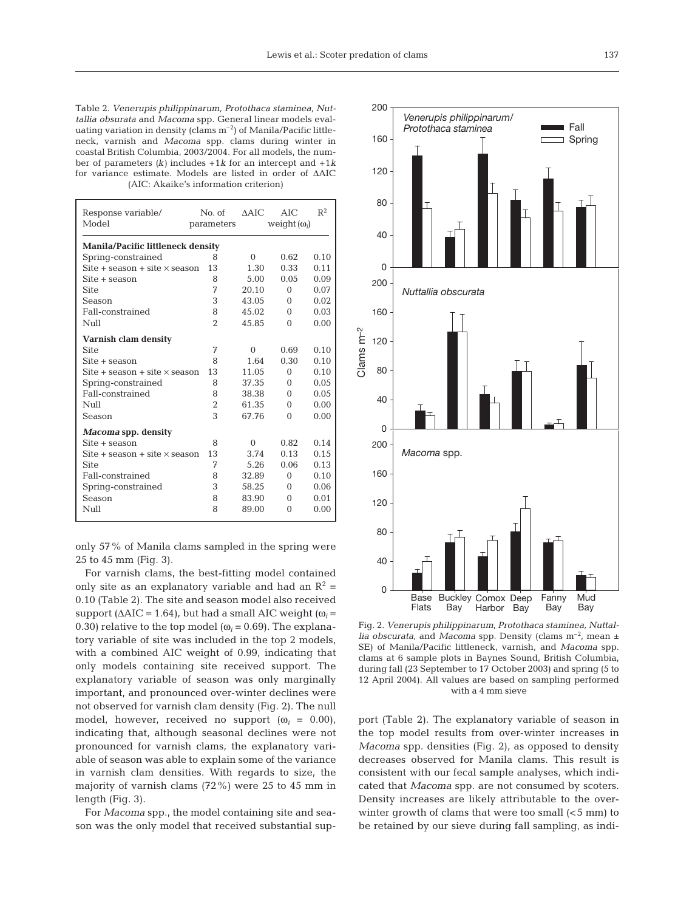Table 2. *Venerupis philippinarum, Protothaca staminea, Nuttallia obsurata* and *Macoma* spp. General linear models evaluating variation in density (clams m$^{-2}$) of Manila/Pacific littleneck, varnish and *Macoma* spp. clams during winter in coastal British Columbia, 2003/2004. For all models, the number of parameters ($k$) includes $+1k$ for an intercept and $+1k$ for variance estimate. Models are listed in order of ΔAIC (AIC: Akaike's information criterion)

| Response variable/ Model | No. of parameters | ΔAIC | AIC weight ($\omega_i$) | $R^2$ |
|---|---|---|---|---|
| **Manila/Pacific littleneck density** | | | | |
| Spring-constrained | 8 | 0 | 0.62 | 0.10 |
| Site + season + site × season | 13 | 1.30 | 0.33 | 0.11 |
| Site + season | 8 | 5.00 | 0.05 | 0.09 |
| Site | 7 | 20.10 | 0 | 0.07 |
| Season | 3 | 43.05 | 0 | 0.02 |
| Fall-constrained | 8 | 45.02 | 0 | 0.03 |
| Null | 2 | 45.85 | 0 | 0.00 |
| **Varnish clam density** | | | | |
| Site | 7 | 0 | 0.69 | 0.10 |
| Site + season | 8 | 1.64 | 0.30 | 0.10 |
| Site + season + site × season | 13 | 11.05 | 0 | 0.10 |
| Spring-constrained | 8 | 37.35 | 0 | 0.05 |
| Fall-constrained | 8 | 38.38 | 0 | 0.05 |
| Null | 2 | 61.35 | 0 | 0.00 |
| Season | 3 | 67.76 | 0 | 0.00 |
| ***Macoma* spp. density** | | | | |
| Site + season | 8 | 0 | 0.82 | 0.14 |
| Site + season + site × season | 13 | 3.74 | 0.13 | 0.15 |
| Site | 7 | 5.26 | 0.06 | 0.13 |
| Fall-constrained | 8 | 32.89 | 0 | 0.10 |
| Spring-constrained | 3 | 58.25 | 0 | 0.06 |
| Season | 8 | 83.90 | 0 | 0.01 |
| Null | 8 | 89.00 | 0 | 0.00 |

only 57% of Manila clams sampled in the spring were 25 to 45 mm (Fig. 3).

For varnish clams, the best-fitting model contained only site as an explanatory variable and had an $R^2$ = 0.10 (Table 2). The site and season model also received support (ΔAIC = 1.64), but had a small AIC weight ($\omega_i$ = 0.30) relative to the top model ($\omega_i$ = 0.69). The explanatory variable of site was included in the top 2 models, with a combined AIC weight of 0.99, indicating that only models containing site received support. The explanatory variable of season was only marginally important, and pronounced over-winter declines were not observed for varnish clam density (Fig. 2). The null model, however, received no support ($\omega_i$ = 0.00), indicating that, although seasonal declines were not pronounced for varnish clams, the explanatory variable of season was able to explain some of the variance in varnish clam densities. With regards to size, the majority of varnish clams (72%) were 25 to 45 mm in length (Fig. 3).

For *Macoma* spp., the model containing site and season was the only model that received substantial support (Table 2). The explanatory variable of season in the top model results from over-winter increases in *Macoma* spp. densities (Fig. 2), as opposed to density decreases observed for Manila clams. This result is consistent with our fecal sample analyses, which indicated that *Macoma* spp. are not consumed by scoters. Density increases are likely attributable to the over-winter growth of clams that were too small (<5 mm) to be retained by our sieve during fall sampling, as indi-

Fig. 2. *Venerupis philippinarum*, *Protothaca staminea, Nuttallia obscurata*, and *Macoma* spp. Density (clams m$^{-2}$, mean ± SE) of Manila/Pacific littleneck, varnish, and *Macoma* spp. clams at 6 sample plots in Baynes Sound, British Columbia, during fall (23 September to 17 October 2003) and spring (5 to 12 April 2004). All values are based on sampling performed with a 4 mm sieve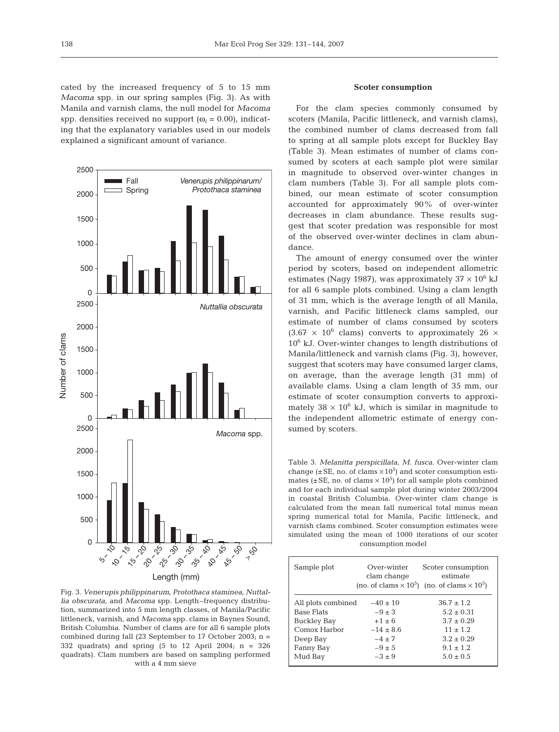cated by the increased frequency of 5 to 15 mm *Macoma* spp. in our spring samples (Fig. 3). As with Manila and varnish clams, the null model for *Macoma* spp. densities received no support ($\omega_i = 0.00$), indicating that the explanatory variables used in our models explained a significant amount of variance.

Fig. 3. *Venerupis philippinarum*, *Protothaca staminea*, *Nuttallia obscurata*, and *Macoma* spp. Length–frequency distribution, summarized into 5 mm length classes, of Manila/Pacific littleneck, varnish, and *Macoma* spp. clams in Baynes Sound, British Columbia. Number of clams are for all 6 sample plots combined during fall (23 September to 17 October 2003; n = 332 quadrats) and spring (5 to 12 April 2004; n = 326 quadrats). Clam numbers are based on sampling performed with a 4 mm sieve

### Scoter consumption

For the clam species commonly consumed by scoters (Manila, Pacific littleneck, and varnish clams), the combined number of clams decreased from fall to spring at all sample plots except for Buckley Bay (Table 3). Mean estimates of number of clams consumed by scoters at each sample plot were similar in magnitude to observed over-winter changes in clam numbers (Table 3). For all sample plots combined, our mean estimate of scoter consumption accounted for approximately 90% of over-winter decreases in clam abundance. These results suggest that scoter predation was responsible for most of the observed over-winter declines in clam abundance.

The amount of energy consumed over the winter period by scoters, based on independent allometric estimates (Nagy 1987), was approximately $37 \times 10^6$ kJ for all 6 sample plots combined. Using a clam length of 31 mm, which is the average length of all Manila, varnish, and Pacific littleneck clams sampled, our estimate of number of clams consumed by scoters ($3.67 \times 10^6$ clams) converts to approximately $26 \times 10^6$ kJ. Over-winter changes to length distributions of Manila/littleneck and varnish clams (Fig. 3), however, suggest that scoters may have consumed larger clams, on average, than the average length (31 mm) of available clams. Using a clam length of 35 mm, our estimate of scoter consumption converts to approximately $38 \times 10^6$ kJ, which is similar in magnitude to the independent allometric estimate of energy consumed by scoters.

Table 3. *Melanitta perspicillata*, *M. fusca*. Over-winter clam change (±SE, no. of clams $\times 10^5$) and scoter consumption estimates (±SE, no. of clams $\times 10^5$) for all sample plots combined and for each individual sample plot during winter 2003/2004 in coastal British Columbia. Over-winter clam change is calculated from the mean fall numerical total minus mean spring numerical total for Manila, Pacific littleneck, and varnish clams combined. Scoter consumption estimates were simulated using the mean of 1000 iterations of our scoter consumption model

| Sample plot | Over-winter clam change (no. of clams $\times 10^5$) | Scoter consumption estimate (no. of clams $\times 10^5$) |
|---|---|---|
| All plots combined | −40 ± 10 | 36.7 ± 1.2 |
| Base Flats | −9 ± 3 | 5.2 ± 0.31 |
| Buckley Bay | +1 ± 6 | 3.7 ± 0.29 |
| Comox Harbor | −14 ± 8.6 | 11 ± 1.2 |
| Deep Bay | −4 ± 7 | 3.2 ± 0.29 |
| Fanny Bay | −9 ± 5 | 9.1 ± 1.2 |
| Mud Bay | −3 ± 9 | 5.0 ± 0.5 |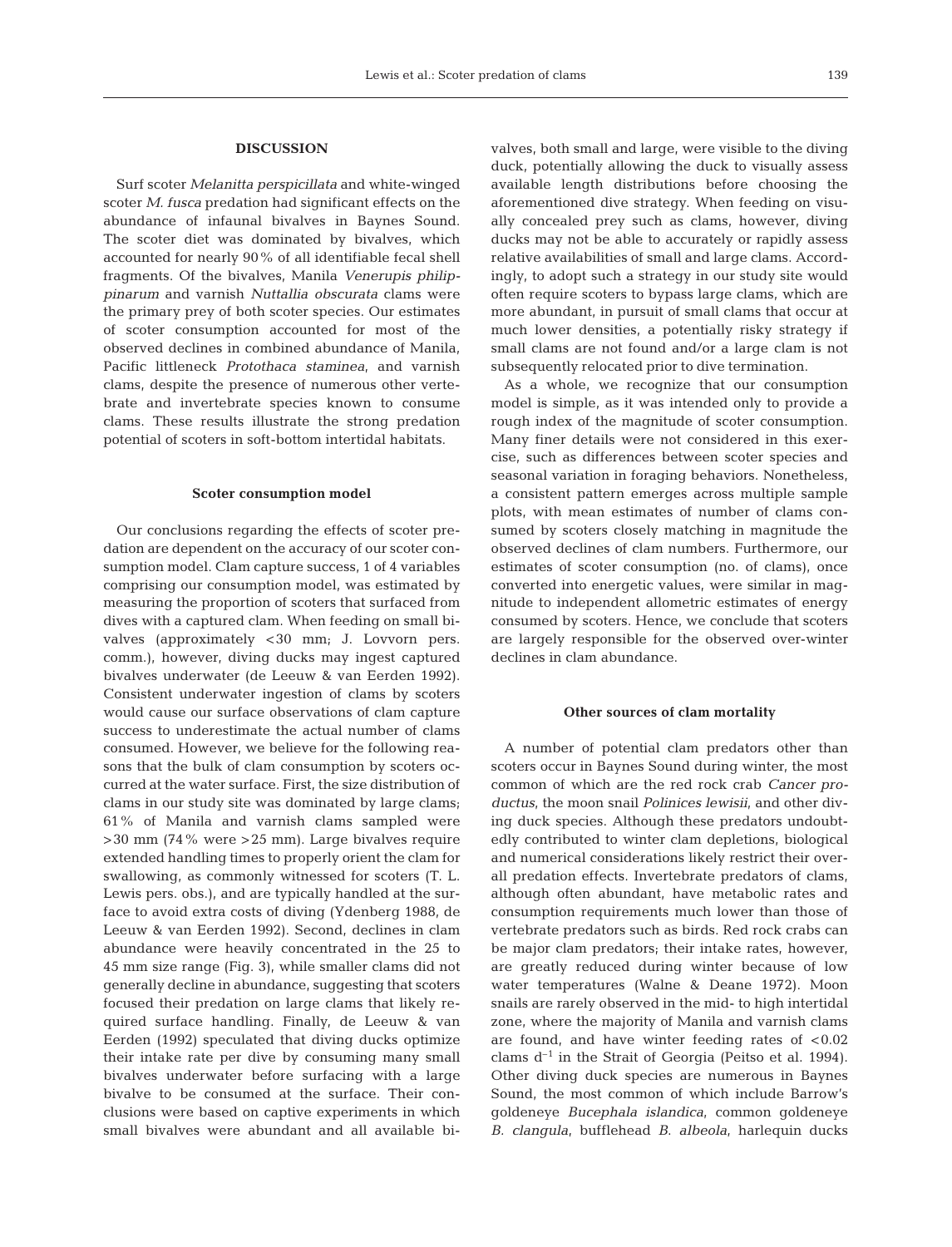## DISCUSSION

Surf scoter *Melanitta perspicillata* and white-winged scoter *M. fusca* predation had significant effects on the abundance of infaunal bivalves in Baynes Sound. The scoter diet was dominated by bivalves, which accounted for nearly 90% of all identifiable fecal shell fragments. Of the bivalves, Manila *Venerupis philippinarum* and varnish *Nuttallia obscurata* clams were the primary prey of both scoter species. Our estimates of scoter consumption accounted for most of the observed declines in combined abundance of Manila, Pacific littleneck *Protothaca staminea*, and varnish clams, despite the presence of numerous other vertebrate and invertebrate species known to consume clams. These results illustrate the strong predation potential of scoters in soft-bottom intertidal habitats.

### Scoter consumption model

Our conclusions regarding the effects of scoter predation are dependent on the accuracy of our scoter consumption model. Clam capture success, 1 of 4 variables comprising our consumption model, was estimated by measuring the proportion of scoters that surfaced from dives with a captured clam. When feeding on small bivalves (approximately <30 mm; J. Lovvorn pers. comm.), however, diving ducks may ingest captured bivalves underwater (de Leeuw & van Eerden 1992). Consistent underwater ingestion of clams by scoters would cause our surface observations of clam capture success to underestimate the actual number of clams consumed. However, we believe for the following reasons that the bulk of clam consumption by scoters occurred at the water surface. First, the size distribution of clams in our study site was dominated by large clams; 61% of Manila and varnish clams sampled were >30 mm (74% were >25 mm). Large bivalves require extended handling times to properly orient the clam for swallowing, as commonly witnessed for scoters (T. L. Lewis pers. obs.), and are typically handled at the surface to avoid extra costs of diving (Ydenberg 1988, de Leeuw & van Eerden 1992). Second, declines in clam abundance were heavily concentrated in the 25 to 45 mm size range (Fig. 3), while smaller clams did not generally decline in abundance, suggesting that scoters focused their predation on large clams that likely required surface handling. Finally, de Leeuw & van Eerden (1992) speculated that diving ducks optimize their intake rate per dive by consuming many small bivalves underwater before surfacing with a large bivalve to be consumed at the surface. Their conclusions were based on captive experiments in which small bivalves were abundant and all available bivalves, both small and large, were visible to the diving duck, potentially allowing the duck to visually assess available length distributions before choosing the aforementioned dive strategy. When feeding on visually concealed prey such as clams, however, diving ducks may not be able to accurately or rapidly assess relative availabilities of small and large clams. Accordingly, to adopt such a strategy in our study site would often require scoters to bypass large clams, which are more abundant, in pursuit of small clams that occur at much lower densities, a potentially risky strategy if small clams are not found and/or a large clam is not subsequently relocated prior to dive termination.

As a whole, we recognize that our consumption model is simple, as it was intended only to provide a rough index of the magnitude of scoter consumption. Many finer details were not considered in this exercise, such as differences between scoter species and seasonal variation in foraging behaviors. Nonetheless, a consistent pattern emerges across multiple sample plots, with mean estimates of number of clams consumed by scoters closely matching in magnitude the observed declines of clam numbers. Furthermore, our estimates of scoter consumption (no. of clams), once converted into energetic values, were similar in magnitude to independent allometric estimates of energy consumed by scoters. Hence, we conclude that scoters are largely responsible for the observed over-winter declines in clam abundance.

### Other sources of clam mortality

A number of potential clam predators other than scoters occur in Baynes Sound during winter, the most common of which are the red rock crab *Cancer productus*, the moon snail *Polinices lewisii*, and other diving duck species. Although these predators undoubtedly contributed to winter clam depletions, biological and numerical considerations likely restrict their overall predation effects. Invertebrate predators of clams, although often abundant, have metabolic rates and consumption requirements much lower than those of vertebrate predators such as birds. Red rock crabs can be major clam predators; their intake rates, however, are greatly reduced during winter because of low water temperatures (Walne & Deane 1972). Moon snails are rarely observed in the mid- to high intertidal zone, where the majority of Manila and varnish clams are found, and have winter feeding rates of <0.02 clams $d^{-1}$ in the Strait of Georgia (Peitso et al. 1994). Other diving duck species are numerous in Baynes Sound, the most common of which include Barrow's goldeneye *Bucephala islandica*, common goldeneye *B. clangula*, bufflehead *B. albeola*, harlequin ducks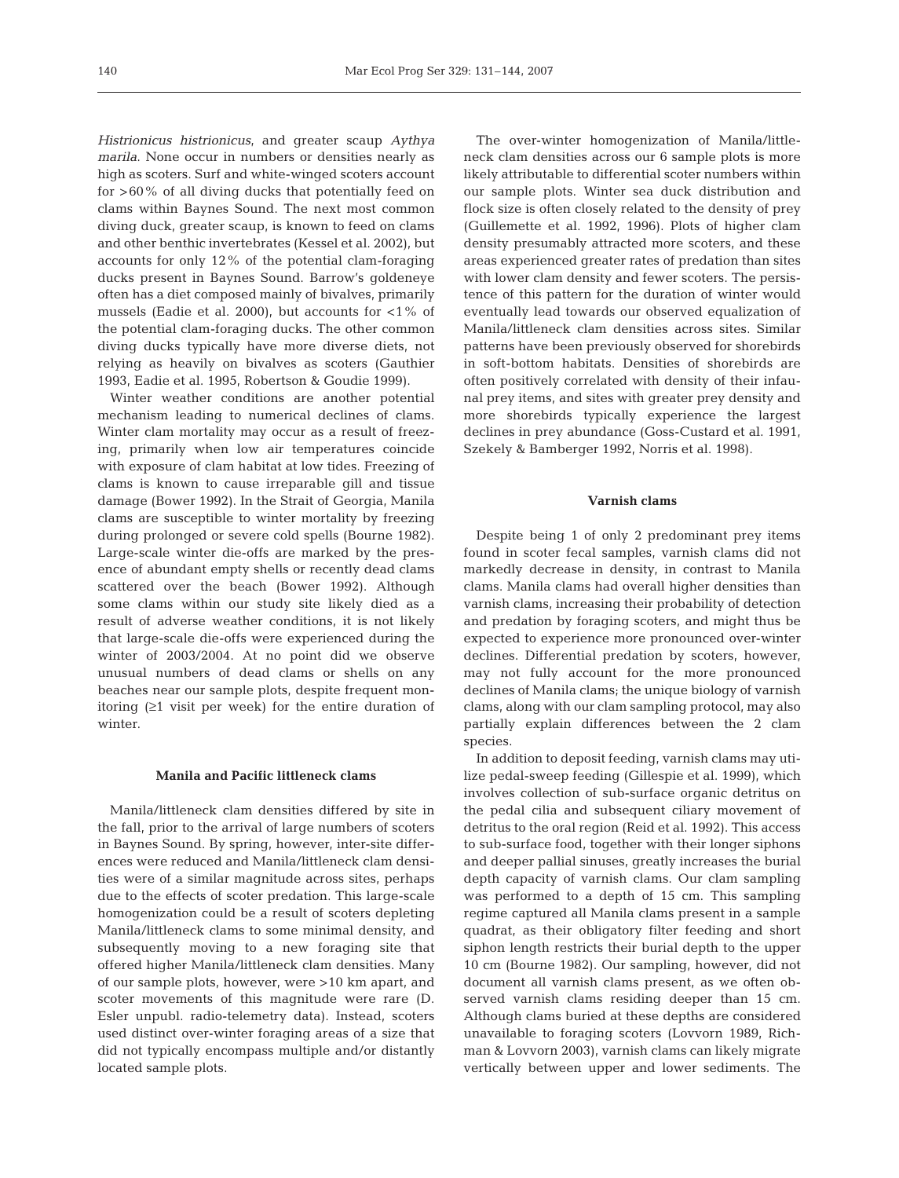*Histrionicus histrionicus*, and greater scaup *Aythya marila*. None occur in numbers or densities nearly as high as scoters. Surf and white-winged scoters account for >60% of all diving ducks that potentially feed on clams within Baynes Sound. The next most common diving duck, greater scaup, is known to feed on clams and other benthic invertebrates (Kessel et al. 2002), but accounts for only 12% of the potential clam-foraging ducks present in Baynes Sound. Barrow's goldeneye often has a diet composed mainly of bivalves, primarily mussels (Eadie et al. 2000), but accounts for <1% of the potential clam-foraging ducks. The other common diving ducks typically have more diverse diets, not relying as heavily on bivalves as scoters (Gauthier 1993, Eadie et al. 1995, Robertson & Goudie 1999).

Winter weather conditions are another potential mechanism leading to numerical declines of clams. Winter clam mortality may occur as a result of freezing, primarily when low air temperatures coincide with exposure of clam habitat at low tides. Freezing of clams is known to cause irreparable gill and tissue damage (Bower 1992). In the Strait of Georgia, Manila clams are susceptible to winter mortality by freezing during prolonged or severe cold spells (Bourne 1982). Large-scale winter die-offs are marked by the presence of abundant empty shells or recently dead clams scattered over the beach (Bower 1992). Although some clams within our study site likely died as a result of adverse weather conditions, it is not likely that large-scale die-offs were experienced during the winter of 2003/2004. At no point did we observe unusual numbers of dead clams or shells on any beaches near our sample plots, despite frequent monitoring (≥1 visit per week) for the entire duration of winter.

### Manila and Pacific littleneck clams

Manila/littleneck clam densities differed by site in the fall, prior to the arrival of large numbers of scoters in Baynes Sound. By spring, however, inter-site differences were reduced and Manila/littleneck clam densities were of a similar magnitude across sites, perhaps due to the effects of scoter predation. This large-scale homogenization could be a result of scoters depleting Manila/littleneck clams to some minimal density, and subsequently moving to a new foraging site that offered higher Manila/littleneck clam densities. Many of our sample plots, however, were >10 km apart, and scoter movements of this magnitude were rare (D. Esler unpubl. radio-telemetry data). Instead, scoters used distinct over-winter foraging areas of a size that did not typically encompass multiple and/or distantly located sample plots.

The over-winter homogenization of Manila/littleneck clam densities across our 6 sample plots is more likely attributable to differential scoter numbers within our sample plots. Winter sea duck distribution and flock size is often closely related to the density of prey (Guillemette et al. 1992, 1996). Plots of higher clam density presumably attracted more scoters, and these areas experienced greater rates of predation than sites with lower clam density and fewer scoters. The persistence of this pattern for the duration of winter would eventually lead towards our observed equalization of Manila/littleneck clam densities across sites. Similar patterns have been previously observed for shorebirds in soft-bottom habitats. Densities of shorebirds are often positively correlated with density of their infaunal prey items, and sites with greater prey density and more shorebirds typically experience the largest declines in prey abundance (Goss-Custard et al. 1991, Szekely & Bamberger 1992, Norris et al. 1998).

### Varnish clams

Despite being 1 of only 2 predominant prey items found in scoter fecal samples, varnish clams did not markedly decrease in density, in contrast to Manila clams. Manila clams had overall higher densities than varnish clams, increasing their probability of detection and predation by foraging scoters, and might thus be expected to experience more pronounced over-winter declines. Differential predation by scoters, however, may not fully account for the more pronounced declines of Manila clams; the unique biology of varnish clams, along with our clam sampling protocol, may also partially explain differences between the 2 clam species.

In addition to deposit feeding, varnish clams may utilize pedal-sweep feeding (Gillespie et al. 1999), which involves collection of sub-surface organic detritus on the pedal cilia and subsequent ciliary movement of detritus to the oral region (Reid et al. 1992). This access to sub-surface food, together with their longer siphons and deeper pallial sinuses, greatly increases the burial depth capacity of varnish clams. Our clam sampling was performed to a depth of 15 cm. This sampling regime captured all Manila clams present in a sample quadrat, as their obligatory filter feeding and short siphon length restricts their burial depth to the upper 10 cm (Bourne 1982). Our sampling, however, did not document all varnish clams present, as we often observed varnish clams residing deeper than 15 cm. Although clams buried at these depths are considered unavailable to foraging scoters (Lovvorn 1989, Richman & Lovvorn 2003), varnish clams can likely migrate vertically between upper and lower sediments. The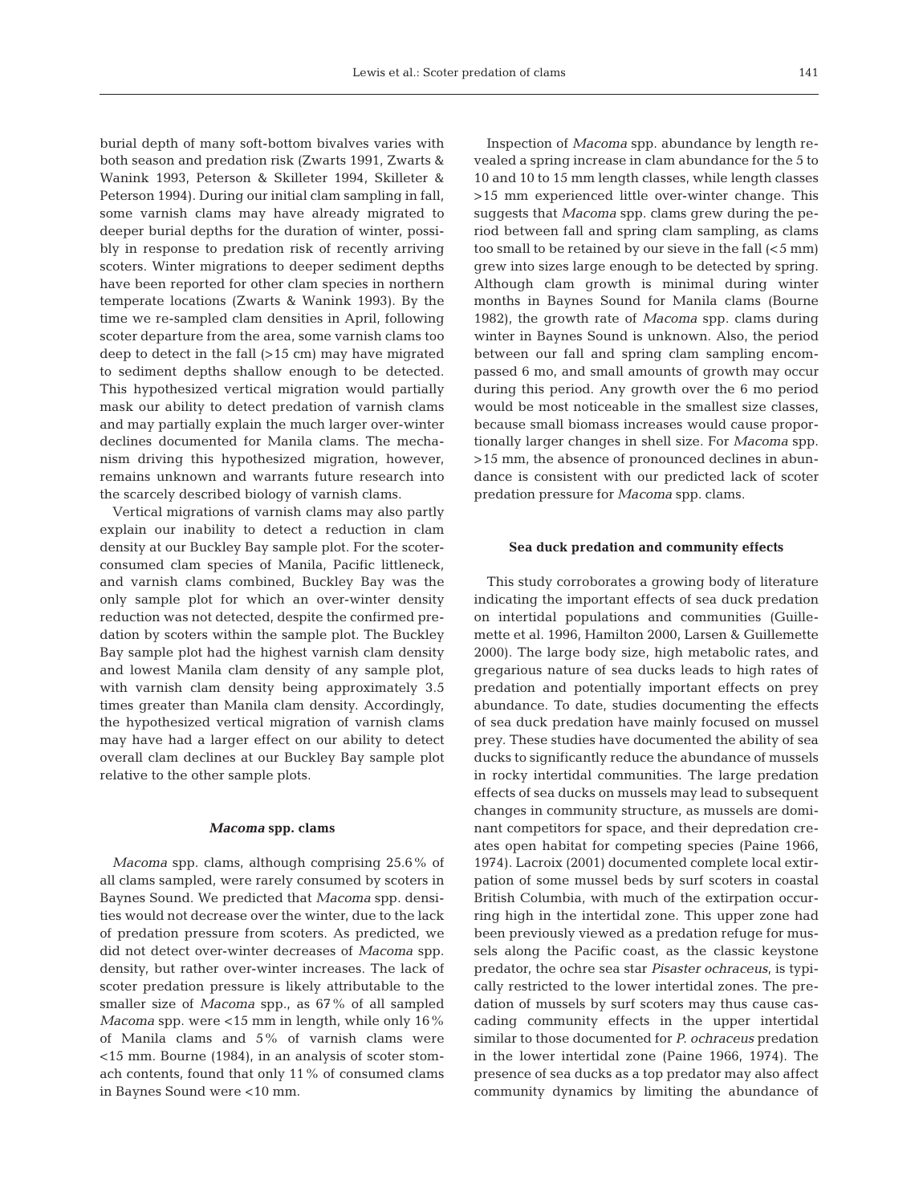burial depth of many soft-bottom bivalves varies with both season and predation risk (Zwarts 1991, Zwarts & Wanink 1993, Peterson & Skilleter 1994, Skilleter & Peterson 1994). During our initial clam sampling in fall, some varnish clams may have already migrated to deeper burial depths for the duration of winter, possibly in response to predation risk of recently arriving scoters. Winter migrations to deeper sediment depths have been reported for other clam species in northern temperate locations (Zwarts & Wanink 1993). By the time we re-sampled clam densities in April, following scoter departure from the area, some varnish clams too deep to detect in the fall (>15 cm) may have migrated to sediment depths shallow enough to be detected. This hypothesized vertical migration would partially mask our ability to detect predation of varnish clams and may partially explain the much larger over-winter declines documented for Manila clams. The mechanism driving this hypothesized migration, however, remains unknown and warrants future research into the scarcely described biology of varnish clams.

Vertical migrations of varnish clams may also partly explain our inability to detect a reduction in clam density at our Buckley Bay sample plot. For the scoter-consumed clam species of Manila, Pacific littleneck, and varnish clams combined, Buckley Bay was the only sample plot for which an over-winter density reduction was not detected, despite the confirmed predation by scoters within the sample plot. The Buckley Bay sample plot had the highest varnish clam density and lowest Manila clam density of any sample plot, with varnish clam density being approximately 3.5 times greater than Manila clam density. Accordingly, the hypothesized vertical migration of varnish clams may have had a larger effect on our ability to detect overall clam declines at our Buckley Bay sample plot relative to the other sample plots.

### *Macoma* spp. clams

*Macoma* spp. clams, although comprising 25.6% of all clams sampled, were rarely consumed by scoters in Baynes Sound. We predicted that *Macoma* spp. densities would not decrease over the winter, due to the lack of predation pressure from scoters. As predicted, we did not detect over-winter decreases of *Macoma* spp. density, but rather over-winter increases. The lack of scoter predation pressure is likely attributable to the smaller size of *Macoma* spp., as 67% of all sampled *Macoma* spp. were <15 mm in length, while only 16% of Manila clams and 5% of varnish clams were <15 mm. Bourne (1984), in an analysis of scoter stomach contents, found that only 11% of consumed clams in Baynes Sound were <10 mm.

Inspection of *Macoma* spp. abundance by length revealed a spring increase in clam abundance for the 5 to 10 and 10 to 15 mm length classes, while length classes >15 mm experienced little over-winter change. This suggests that *Macoma* spp. clams grew during the period between fall and spring clam sampling, as clams too small to be retained by our sieve in the fall (<5 mm) grew into sizes large enough to be detected by spring. Although clam growth is minimal during winter months in Baynes Sound for Manila clams (Bourne 1982), the growth rate of *Macoma* spp. clams during winter in Baynes Sound is unknown. Also, the period between our fall and spring clam sampling encompassed 6 mo, and small amounts of growth may occur during this period. Any growth over the 6 mo period would be most noticeable in the smallest size classes, because small biomass increases would cause proportionally larger changes in shell size. For *Macoma* spp. >15 mm, the absence of pronounced declines in abundance is consistent with our predicted lack of scoter predation pressure for *Macoma* spp. clams.

### Sea duck predation and community effects

This study corroborates a growing body of literature indicating the important effects of sea duck predation on intertidal populations and communities (Guillemette et al. 1996, Hamilton 2000, Larsen & Guillemette 2000). The large body size, high metabolic rates, and gregarious nature of sea ducks leads to high rates of predation and potentially important effects on prey abundance. To date, studies documenting the effects of sea duck predation have mainly focused on mussel prey. These studies have documented the ability of sea ducks to significantly reduce the abundance of mussels in rocky intertidal communities. The large predation effects of sea ducks on mussels may lead to subsequent changes in community structure, as mussels are dominant competitors for space, and their depredation creates open habitat for competing species (Paine 1966, 1974). Lacroix (2001) documented complete local extirpation of some mussel beds by surf scoters in coastal British Columbia, with much of the extirpation occurring high in the intertidal zone. This upper zone had been previously viewed as a predation refuge for mussels along the Pacific coast, as the classic keystone predator, the ochre sea star *Pisaster ochraceus*, is typically restricted to the lower intertidal zones. The predation of mussels by surf scoters may thus cause cascading community effects in the upper intertidal similar to those documented for *P. ochraceus* predation in the lower intertidal zone (Paine 1966, 1974). The presence of sea ducks as a top predator may also affect community dynamics by limiting the abundance of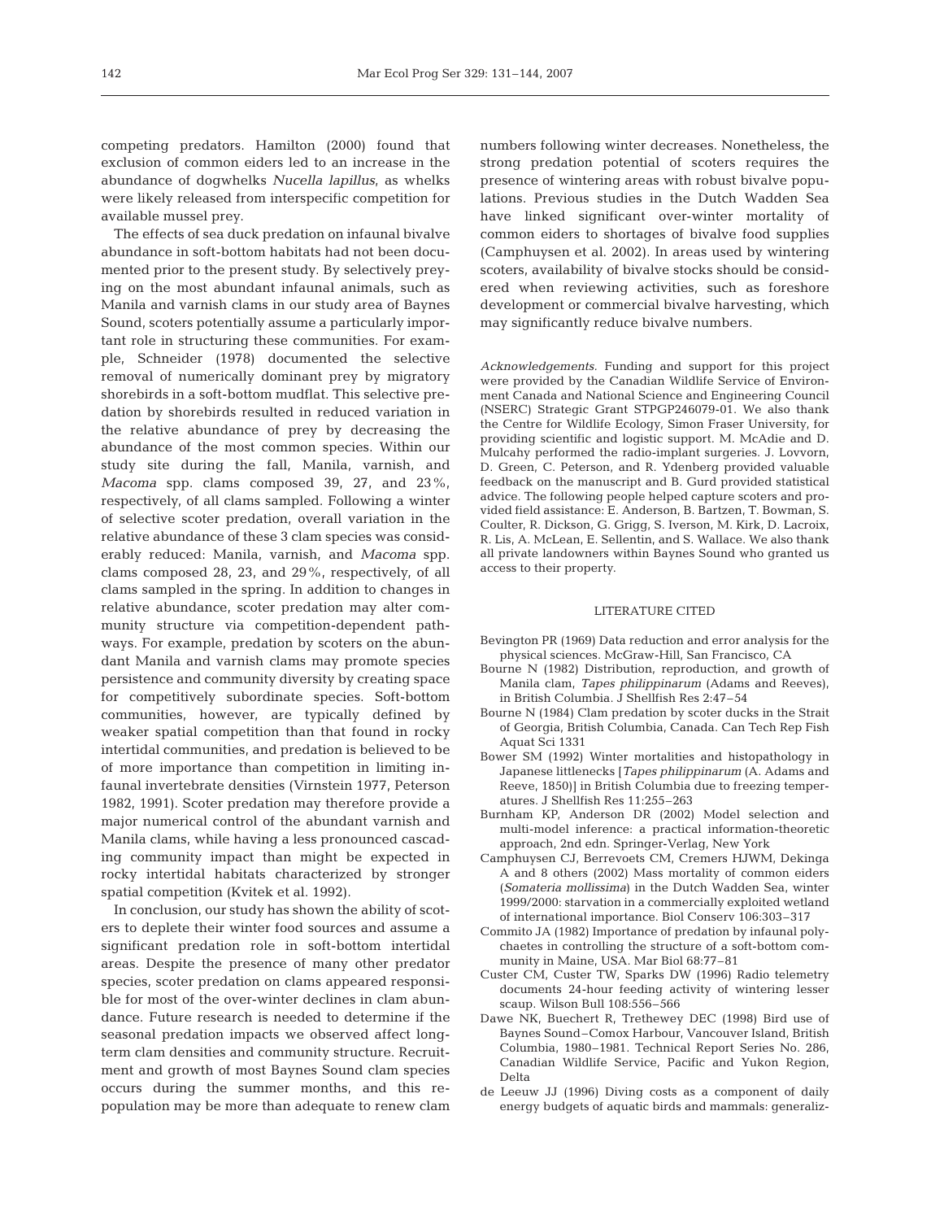competing predators. Hamilton (2000) found that exclusion of common eiders led to an increase in the abundance of dogwhelks *Nucella lapillus*, as whelks were likely released from interspecific competition for available mussel prey.

The effects of sea duck predation on infaunal bivalve abundance in soft-bottom habitats had not been documented prior to the present study. By selectively preying on the most abundant infaunal animals, such as Manila and varnish clams in our study area of Baynes Sound, scoters potentially assume a particularly important role in structuring these communities. For example, Schneider (1978) documented the selective removal of numerically dominant prey by migratory shorebirds in a soft-bottom mudflat. This selective predation by shorebirds resulted in reduced variation in the relative abundance of prey by decreasing the abundance of the most common species. Within our study site during the fall, Manila, varnish, and *Macoma* spp. clams composed 39, 27, and 23%, respectively, of all clams sampled. Following a winter of selective scoter predation, overall variation in the relative abundance of these 3 clam species was considerably reduced: Manila, varnish, and *Macoma* spp. clams composed 28, 23, and 29%, respectively, of all clams sampled in the spring. In addition to changes in relative abundance, scoter predation may alter community structure via competition-dependent pathways. For example, predation by scoters on the abundant Manila and varnish clams may promote species persistence and community diversity by creating space for competitively subordinate species. Soft-bottom communities, however, are typically defined by weaker spatial competition than that found in rocky intertidal communities, and predation is believed to be of more importance than competition in limiting infaunal invertebrate densities (Virnstein 1977, Peterson 1982, 1991). Scoter predation may therefore provide a major numerical control of the abundant varnish and Manila clams, while having a less pronounced cascading community impact than might be expected in rocky intertidal habitats characterized by stronger spatial competition (Kvitek et al. 1992).

In conclusion, our study has shown the ability of scoters to deplete their winter food sources and assume a significant predation role in soft-bottom intertidal areas. Despite the presence of many other predator species, scoter predation on clams appeared responsible for most of the over-winter declines in clam abundance. Future research is needed to determine if the seasonal predation impacts we observed affect long-term clam densities and community structure. Recruitment and growth of most Baynes Sound clam species occurs during the summer months, and this re-population may be more than adequate to renew clam numbers following winter decreases. Nonetheless, the strong predation potential of scoters requires the presence of wintering areas with robust bivalve populations. Previous studies in the Dutch Wadden Sea have linked significant over-winter mortality of common eiders to shortages of bivalve food supplies (Camphuysen et al. 2002). In areas used by wintering scoters, availability of bivalve stocks should be considered when reviewing activities, such as foreshore development or commercial bivalve harvesting, which may significantly reduce bivalve numbers.

*Acknowledgements.* Funding and support for this project were provided by the Canadian Wildlife Service of Environment Canada and National Science and Engineering Council (NSERC) Strategic Grant STPGP246079-01. We also thank the Centre for Wildlife Ecology, Simon Fraser University, for providing scientific and logistic support. M. McAdie and D. Mulcahy performed the radio-implant surgeries. J. Lovvorn, D. Green, C. Peterson, and R. Ydenberg provided valuable feedback on the manuscript and B. Gurd provided statistical advice. The following people helped capture scoters and provided field assistance: E. Anderson, B. Bartzen, T. Bowman, S. Coulter, R. Dickson, G. Grigg, S. Iverson, M. Kirk, D. Lacroix, R. Lis, A. McLean, E. Sellentin, and S. Wallace. We also thank all private landowners within Baynes Sound who granted us access to their property.

## LITERATURE CITED

Bevington PR (1969) Data reduction and error analysis for the physical sciences. McGraw-Hill, San Francisco, CA

Bourne N (1982) Distribution, reproduction, and growth of Manila clam, *Tapes philippinarum* (Adams and Reeves), in British Columbia. J Shellfish Res 2:47–54

Bourne N (1984) Clam predation by scoter ducks in the Strait of Georgia, British Columbia, Canada. Can Tech Rep Fish Aquat Sci 1331

Bower SM (1992) Winter mortalities and histopathology in Japanese littlenecks [*Tapes philippinarum* (A. Adams and Reeve, 1850)] in British Columbia due to freezing temperatures. J Shellfish Res 11:255–263

Burnham KP, Anderson DR (2002) Model selection and multi-model inference: a practical information-theoretic approach, 2nd edn. Springer-Verlag, New York

Camphuysen CJ, Berrevoets CM, Cremers HJWM, Dekinga A and 8 others (2002) Mass mortality of common eiders (*Somateria mollissima*) in the Dutch Wadden Sea, winter 1999/2000: starvation in a commercially exploited wetland of international importance. Biol Conserv 106:303–317

Commito JA (1982) Importance of predation by infaunal polychaetes in controlling the structure of a soft-bottom community in Maine, USA. Mar Biol 68:77–81

Custer CM, Custer TW, Sparks DW (1996) Radio telemetry documents 24-hour feeding activity of wintering lesser scaup. Wilson Bull 108:556–566

Dawe NK, Buechert R, Trethewey DEC (1998) Bird use of Baynes Sound–Comox Harbour, Vancouver Island, British Columbia, 1980–1981. Technical Report Series No. 286, Canadian Wildlife Service, Pacific and Yukon Region, Delta

de Leeuw JJ (1996) Diving costs as a component of daily energy budgets of aquatic birds and mammals: generaliz-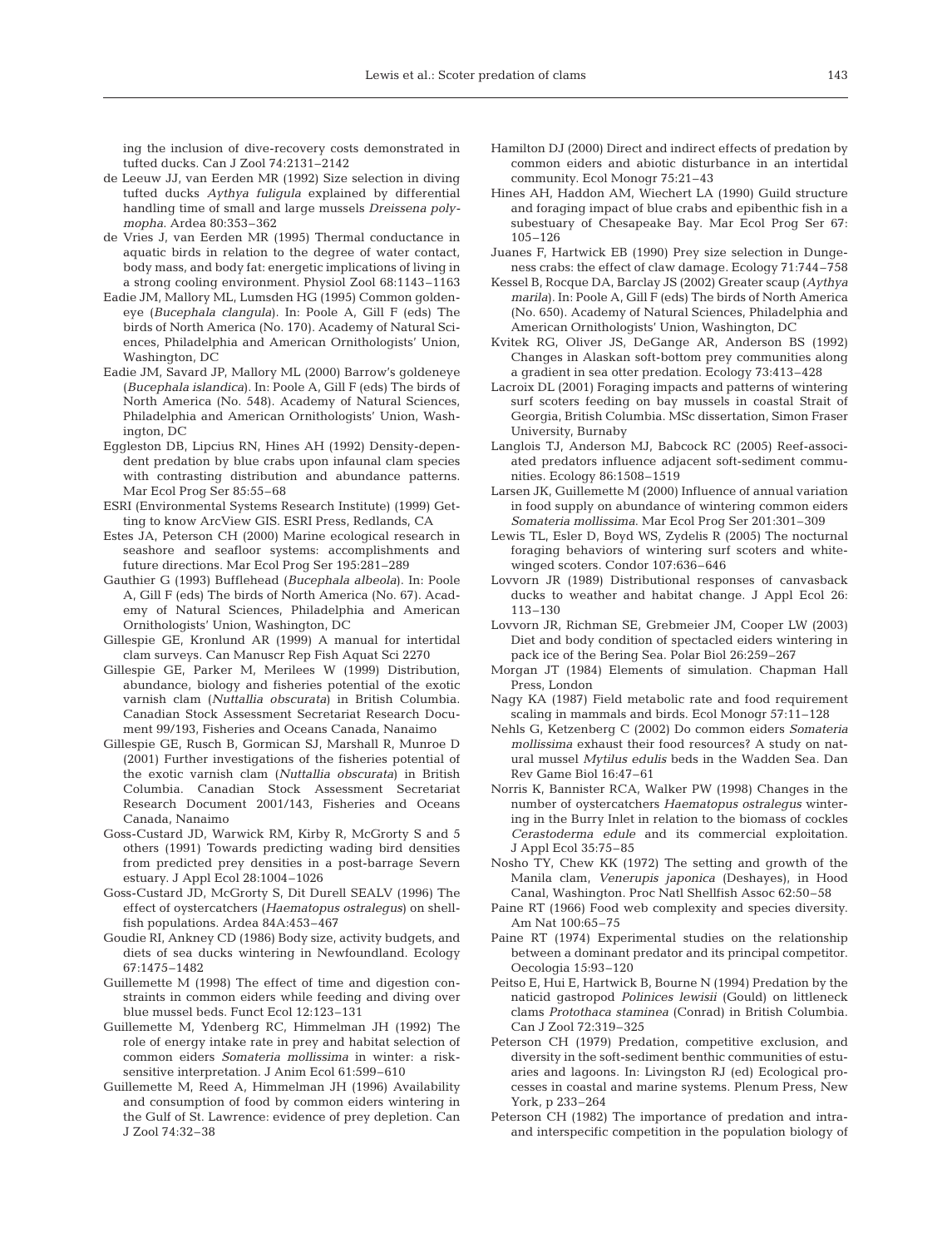ing the inclusion of dive-recovery costs demonstrated in tufted ducks. Can J Zool 74:2131–2142

de Leeuw JJ, van Eerden MR (1992) Size selection in diving tufted ducks *Aythya fuligula* explained by differential handling time of small and large mussels *Dreissena polymopha*. Ardea 80:353–362

de Vries J, van Eerden MR (1995) Thermal conductance in aquatic birds in relation to the degree of water contact, body mass, and body fat: energetic implications of living in a strong cooling environment. Physiol Zool 68:1143–1163

Eadie JM, Mallory ML, Lumsden HG (1995) Common goldeneye (*Bucephala clangula*). In: Poole A, Gill F (eds) The birds of North America (No. 170). Academy of Natural Sciences, Philadelphia and American Ornithologists' Union, Washington, DC

Eadie JM, Savard JP, Mallory ML (2000) Barrow's goldeneye (*Bucephala islandica*). In: Poole A, Gill F (eds) The birds of North America (No. 548). Academy of Natural Sciences, Philadelphia and American Ornithologists' Union, Washington, DC

Eggleston DB, Lipcius RN, Hines AH (1992) Density-dependent predation by blue crabs upon infaunal clam species with contrasting distribution and abundance patterns. Mar Ecol Prog Ser 85:55–68

ESRI (Environmental Systems Research Institute) (1999) Getting to know ArcView GIS. ESRI Press, Redlands, CA

Estes JA, Peterson CH (2000) Marine ecological research in seashore and seafloor systems: accomplishments and future directions. Mar Ecol Prog Ser 195:281–289

Gauthier G (1993) Bufflehead (*Bucephala albeola*). In: Poole A, Gill F (eds) The birds of North America (No. 67). Academy of Natural Sciences, Philadelphia and American Ornithologists' Union, Washington, DC

Gillespie GE, Kronlund AR (1999) A manual for intertidal clam surveys. Can Manuscr Rep Fish Aquat Sci 2270

Gillespie GE, Parker M, Merilees W (1999) Distribution, abundance, biology and fisheries potential of the exotic varnish clam (*Nuttallia obscurata*) in British Columbia. Canadian Stock Assessment Secretariat Research Document 99/193, Fisheries and Oceans Canada, Nanaimo

Gillespie GE, Rusch B, Gormican SJ, Marshall R, Munroe D (2001) Further investigations of the fisheries potential of the exotic varnish clam (*Nuttallia obscurata*) in British Columbia. Canadian Stock Assessment Secretariat Research Document 2001/143, Fisheries and Oceans Canada, Nanaimo

Goss-Custard JD, Warwick RM, Kirby R, McGrorty S and 5 others (1991) Towards predicting wading bird densities from predicted prey densities in a post-barrage Severn estuary. J Appl Ecol 28:1004–1026

Goss-Custard JD, McGrorty S, Dit Durell SEALV (1996) The effect of oystercatchers (*Haematopus ostralegus*) on shellfish populations. Ardea 84A:453–467

Goudie RI, Ankney CD (1986) Body size, activity budgets, and diets of sea ducks wintering in Newfoundland. Ecology 67:1475–1482

Guillemette M (1998) The effect of time and digestion constraints in common eiders while feeding and diving over blue mussel beds. Funct Ecol 12:123–131

Guillemette M, Ydenberg RC, Himmelman JH (1992) The role of energy intake rate in prey and habitat selection of common eiders *Somateria mollissima* in winter: a risk-sensitive interpretation. J Anim Ecol 61:599–610

Guillemette M, Reed A, Himmelman JH (1996) Availability and consumption of food by common eiders wintering in the Gulf of St. Lawrence: evidence of prey depletion. Can J Zool 74:32–38

Hamilton DJ (2000) Direct and indirect effects of predation by common eiders and abiotic disturbance in an intertidal community. Ecol Monogr 75:21–43

Hines AH, Haddon AM, Wiechert LA (1990) Guild structure and foraging impact of blue crabs and epibenthic fish in a subestuary of Chesapeake Bay. Mar Ecol Prog Ser 67:105–126

Juanes F, Hartwick EB (1990) Prey size selection in Dungeness crabs: the effect of claw damage. Ecology 71:744–758

Kessel B, Rocque DA, Barclay JS (2002) Greater scaup (*Aythya marila*). In: Poole A, Gill F (eds) The birds of North America (No. 650). Academy of Natural Sciences, Philadelphia and American Ornithologists' Union, Washington, DC

Kvitek RG, Oliver JS, DeGange AR, Anderson BS (1992) Changes in Alaskan soft-bottom prey communities along a gradient in sea otter predation. Ecology 73:413–428

Lacroix DL (2001) Foraging impacts and patterns of wintering surf scoters feeding on bay mussels in coastal Strait of Georgia, British Columbia. MSc dissertation, Simon Fraser University, Burnaby

Langlois TJ, Anderson MJ, Babcock RC (2005) Reef-associated predators influence adjacent soft-sediment communities. Ecology 86:1508–1519

Larsen JK, Guillemette M (2000) Influence of annual variation in food supply on abundance of wintering common eiders *Somateria mollissima*. Mar Ecol Prog Ser 201:301–309

Lewis TL, Esler D, Boyd WS, Zydelis R (2005) The nocturnal foraging behaviors of wintering surf scoters and white-winged scoters. Condor 107:636–646

Lovvorn JR (1989) Distributional responses of canvasback ducks to weather and habitat change. J Appl Ecol 26:113–130

Lovvorn JR, Richman SE, Grebmeier JM, Cooper LW (2003) Diet and body condition of spectacled eiders wintering in pack ice of the Bering Sea. Polar Biol 26:259–267

Morgan JT (1984) Elements of simulation. Chapman Hall Press, London

Nagy KA (1987) Field metabolic rate and food requirement scaling in mammals and birds. Ecol Monogr 57:11–128

Nehls G, Ketzenberg C (2002) Do common eiders *Somateria mollissima* exhaust their food resources? A study on natural mussel *Mytilus edulis* beds in the Wadden Sea. Dan Rev Game Biol 16:47–61

Norris K, Bannister RCA, Walker PW (1998) Changes in the number of oystercatchers *Haematopus ostralegus* wintering in the Burry Inlet in relation to the biomass of cockles *Cerastoderma edule* and its commercial exploitation. J Appl Ecol 35:75–85

Nosho TY, Chew KK (1972) The setting and growth of the Manila clam, *Venerupis japonica* (Deshayes), in Hood Canal, Washington. Proc Natl Shellfish Assoc 62:50–58

Paine RT (1966) Food web complexity and species diversity. Am Nat 100:65–75

Paine RT (1974) Experimental studies on the relationship between a dominant predator and its principal competitor. Oecologia 15:93–120

Peitso E, Hui E, Hartwick B, Bourne N (1994) Predation by the naticid gastropod *Polinices lewisii* (Gould) on littleneck clams *Protothaca staminea* (Conrad) in British Columbia. Can J Zool 72:319–325

Peterson CH (1979) Predation, competitive exclusion, and diversity in the soft-sediment benthic communities of estuaries and lagoons. In: Livingston RJ (ed) Ecological processes in coastal and marine systems. Plenum Press, New York, p 233–264

Peterson CH (1982) The importance of predation and intra- and interspecific competition in the population biology of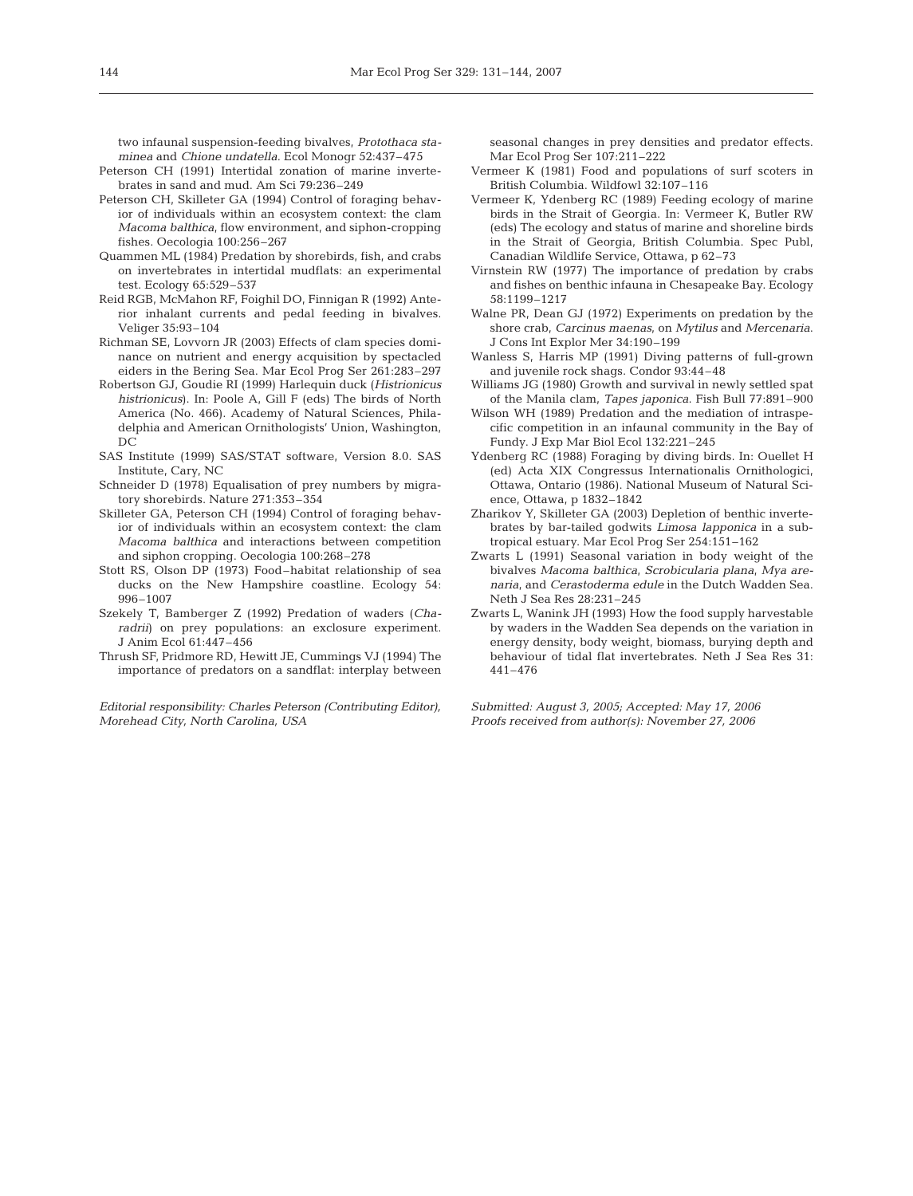two infaunal suspension-feeding bivalves, *Protothaca staminea* and *Chione undatella*. Ecol Monogr 52:437–475

Peterson CH (1991) Intertidal zonation of marine invertebrates in sand and mud. Am Sci 79:236–249

Peterson CH, Skilleter GA (1994) Control of foraging behavior of individuals within an ecosystem context: the clam *Macoma balthica*, flow environment, and siphon-cropping fishes. Oecologia 100:256–267

Quammen ML (1984) Predation by shorebirds, fish, and crabs on invertebrates in intertidal mudflats: an experimental test. Ecology 65:529–537

Reid RGB, McMahon RF, Foighil DO, Finnigan R (1992) Anterior inhalant currents and pedal feeding in bivalves. Veliger 35:93–104

Richman SE, Lovvorn JR (2003) Effects of clam species dominance on nutrient and energy acquisition by spectacled eiders in the Bering Sea. Mar Ecol Prog Ser 261:283–297

Robertson GJ, Goudie RI (1999) Harlequin duck (*Histrionicus histrionicus*). In: Poole A, Gill F (eds) The birds of North America (No. 466). Academy of Natural Sciences, Philadelphia and American Ornithologists' Union, Washington, DC

SAS Institute (1999) SAS/STAT software, Version 8.0. SAS Institute, Cary, NC

Schneider D (1978) Equalisation of prey numbers by migratory shorebirds. Nature 271:353–354

Skilleter GA, Peterson CH (1994) Control of foraging behavior of individuals within an ecosystem context: the clam *Macoma balthica* and interactions between competition and siphon cropping. Oecologia 100:268–278

Stott RS, Olson DP (1973) Food–habitat relationship of sea ducks on the New Hampshire coastline. Ecology 54: 996–1007

Szekely T, Bamberger Z (1992) Predation of waders (*Charadrii*) on prey populations: an exclosure experiment. J Anim Ecol 61:447–456

Thrush SF, Pridmore RD, Hewitt JE, Cummings VJ (1994) The importance of predators on a sandflat: interplay between seasonal changes in prey densities and predator effects. Mar Ecol Prog Ser 107:211–222

Vermeer K (1981) Food and populations of surf scoters in British Columbia. Wildfowl 32:107–116

Vermeer K, Ydenberg RC (1989) Feeding ecology of marine birds in the Strait of Georgia. In: Vermeer K, Butler RW (eds) The ecology and status of marine and shoreline birds in the Strait of Georgia, British Columbia. Spec Publ, Canadian Wildlife Service, Ottawa, p 62–73

Virnstein RW (1977) The importance of predation by crabs and fishes on benthic infauna in Chesapeake Bay. Ecology 58:1199–1217

Walne PR, Dean GJ (1972) Experiments on predation by the shore crab, *Carcinus maenas*, on *Mytilus* and *Mercenaria*. J Cons Int Explor Mer 34:190–199

Wanless S, Harris MP (1991) Diving patterns of full-grown and juvenile rock shags. Condor 93:44–48

Williams JG (1980) Growth and survival in newly settled spat of the Manila clam, *Tapes japonica*. Fish Bull 77:891–900

Wilson WH (1989) Predation and the mediation of intraspecific competition in an infaunal community in the Bay of Fundy. J Exp Mar Biol Ecol 132:221–245

Ydenberg RC (1988) Foraging by diving birds. In: Ouellet H (ed) Acta XIX Congressus Internationalis Ornithologici, Ottawa, Ontario (1986). National Museum of Natural Science, Ottawa, p 1832–1842

Zharikov Y, Skilleter GA (2003) Depletion of benthic invertebrates by bar-tailed godwits *Limosa lapponica* in a subtropical estuary. Mar Ecol Prog Ser 254:151–162

Zwarts L (1991) Seasonal variation in body weight of the bivalves *Macoma balthica*, *Scrobicularia plana*, *Mya arenaria*, and *Cerastoderma edule* in the Dutch Wadden Sea. Neth J Sea Res 28:231–245

Zwarts L, Wanink JH (1993) How the food supply harvestable by waders in the Wadden Sea depends on the variation in energy density, body weight, biomass, burying depth and behaviour of tidal flat invertebrates. Neth J Sea Res 31: 441–476

*Editorial responsibility: Charles Peterson (Contributing Editor), Morehead City, North Carolina, USA*

*Submitted: August 3, 2005; Accepted: May 17, 2006*
*Proofs received from author(s): November 27, 2006*